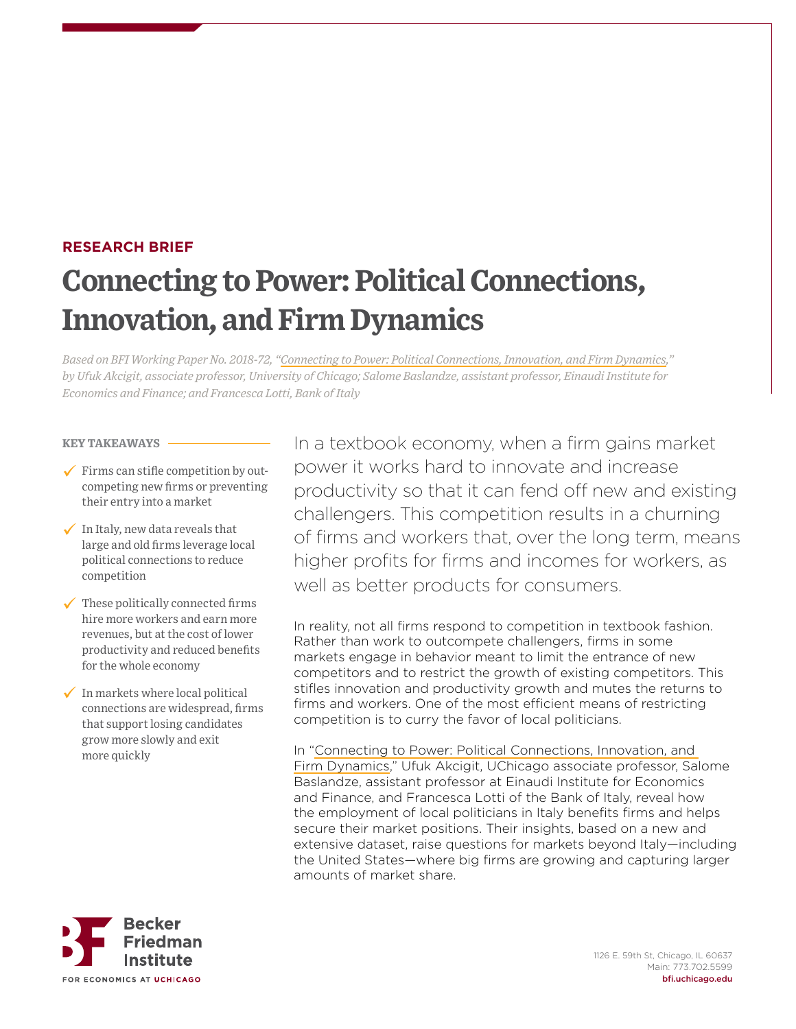**RESEARCH BRIEF**

# Connecting to Power: Political Connections, Innovation, and Firm Dynamics

*Based on BFI Working Paper No. 2018-72, "Connecting to Power: Political Connections, Innovation, and Firm Dynamics," by Ufuk Akcigit, associate professor, University of Chicago; Salome Baslandze, assistant professor, Einaudi Institute for Economics and Finance; and Francesca Lotti, Bank of Italy*

**KEY TAKEAWAYS**

- ✓ Firms can stifle competition by out-competing new firms or preventing their entry into a market
- ✓ In Italy, new data reveals that large and old firms leverage local political connections to reduce competition
- ✓ These politically connected firms hire more workers and earn more revenues, but at the cost of lower productivity and reduced benefits for the whole economy
- ✓ In markets where local political connections are widespread, firms that support losing candidates grow more slowly and exit more quickly

In a textbook economy, when a firm gains market power it works hard to innovate and increase productivity so that it can fend off new and existing challengers. This competition results in a churning of firms and workers that, over the long term, means higher profits for firms and incomes for workers, as well as better products for consumers.

In reality, not all firms respond to competition in textbook fashion. Rather than work to outcompete challengers, firms in some markets engage in behavior meant to limit the entrance of new competitors and to restrict the growth of existing competitors. This stifles innovation and productivity growth and mutes the returns to firms and workers. One of the most efficient means of restricting competition is to curry the favor of local politicians.

In "Connecting to Power: Political Connections, Innovation, and Firm Dynamics," Ufuk Akcigit, UChicago associate professor, Salome Baslandze, assistant professor at Einaudi Institute for Economics and Finance, and Francesca Lotti of the Bank of Italy, reveal how the employment of local politicians in Italy benefits firms and helps secure their market positions. Their insights, based on a new and extensive dataset, raise questions for markets beyond Italy—including the United States—where big firms are growing and capturing larger amounts of market share.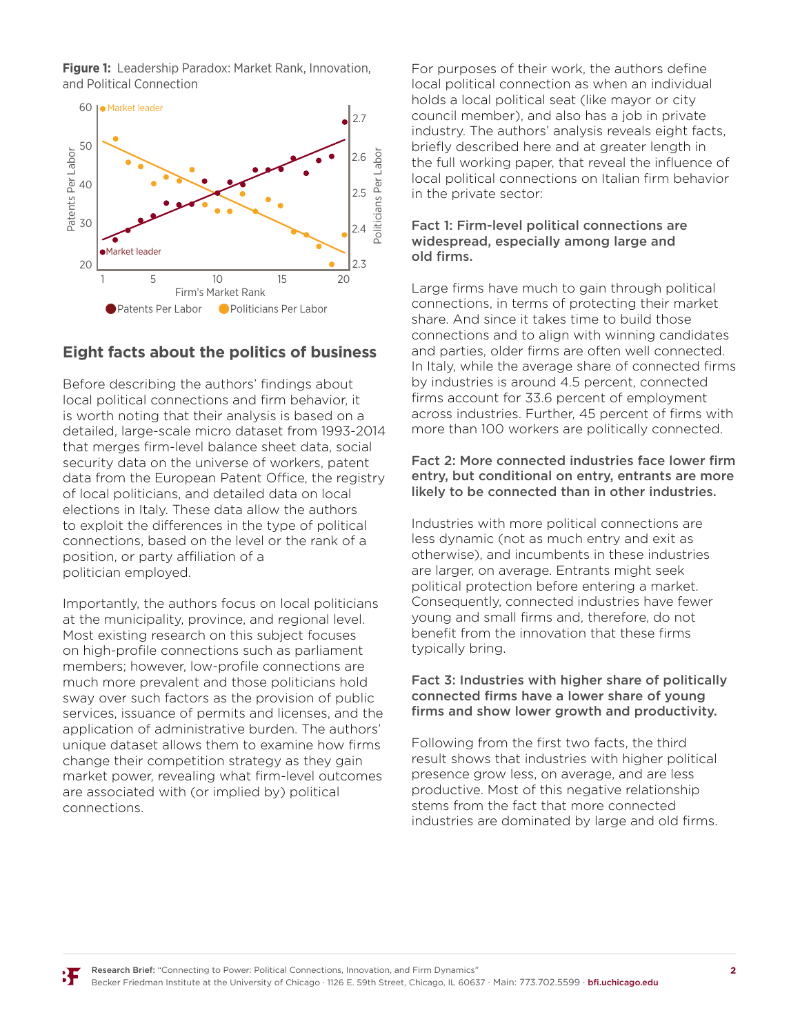**Figure 1:** Leadership Paradox: Market Rank, Innovation, and Political Connection

## Eight facts about the politics of business

Before describing the authors' findings about local political connections and firm behavior, it is worth noting that their analysis is based on a detailed, large-scale micro dataset from 1993-2014 that merges firm-level balance sheet data, social security data on the universe of workers, patent data from the European Patent Office, the registry of local politicians, and detailed data on local elections in Italy. These data allow the authors to exploit the differences in the type of political connections, based on the level or the rank of a position, or party affiliation of a politician employed.

Importantly, the authors focus on local politicians at the municipality, province, and regional level. Most existing research on this subject focuses on high-profile connections such as parliament members; however, low-profile connections are much more prevalent and those politicians hold sway over such factors as the provision of public services, issuance of permits and licenses, and the application of administrative burden. The authors' unique dataset allows them to examine how firms change their competition strategy as they gain market power, revealing what firm-level outcomes are associated with (or implied by) political connections.

For purposes of their work, the authors define local political connection as when an individual holds a local political seat (like mayor or city council member), and also has a job in private industry. The authors' analysis reveals eight facts, briefly described here and at greater length in the full working paper, that reveal the influence of local political connections on Italian firm behavior in the private sector:

**Fact 1: Firm-level political connections are widespread, especially among large and old firms.**

Large firms have much to gain through political connections, in terms of protecting their market share. And since it takes time to build those connections and to align with winning candidates and parties, older firms are often well connected. In Italy, while the average share of connected firms by industries is around 4.5 percent, connected firms account for 33.6 percent of employment across industries. Further, 45 percent of firms with more than 100 workers are politically connected.

**Fact 2: More connected industries face lower firm entry, but conditional on entry, entrants are more likely to be connected than in other industries.**

Industries with more political connections are less dynamic (not as much entry and exit as otherwise), and incumbents in these industries are larger, on average. Entrants might seek political protection before entering a market. Consequently, connected industries have fewer young and small firms and, therefore, do not benefit from the innovation that these firms typically bring.

**Fact 3: Industries with higher share of politically connected firms have a lower share of young firms and show lower growth and productivity.**

Following from the first two facts, the third result shows that industries with higher political presence grow less, on average, and are less productive. Most of this negative relationship stems from the fact that more connected industries are dominated by large and old firms.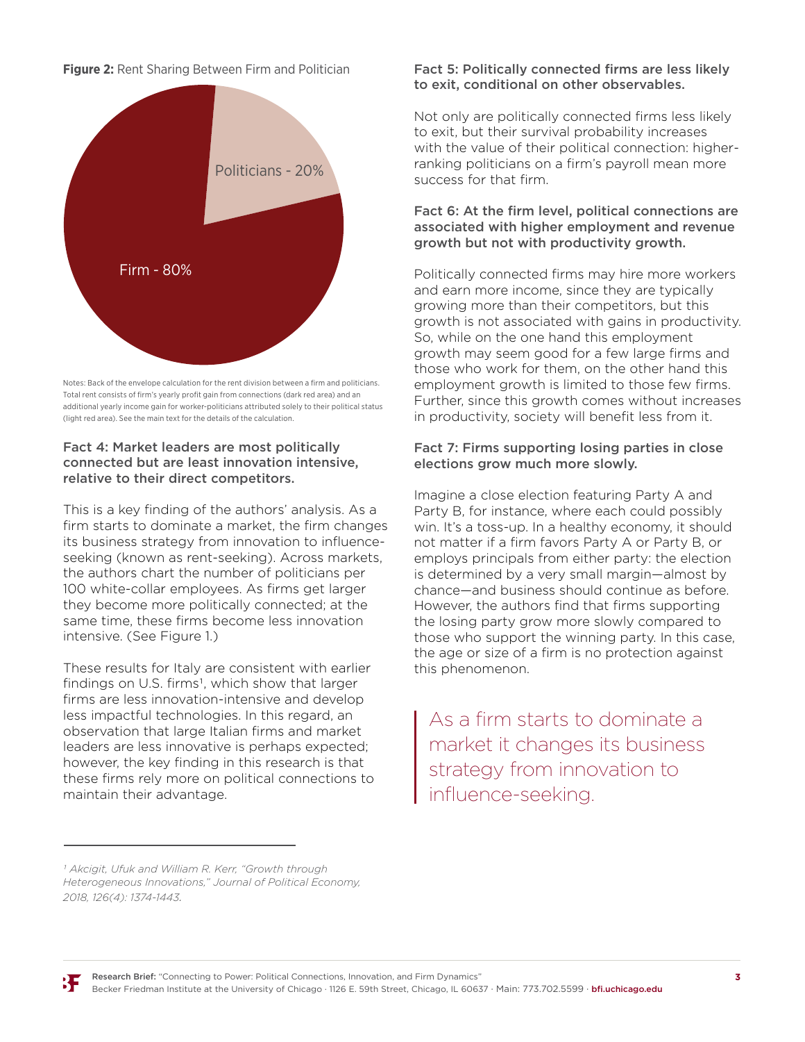**Figure 2:** Rent Sharing Between Firm and Politician

Politicians - 20%

Firm - 80%

Notes: Back of the envelope calculation for the rent division between a firm and politicians. Total rent consists of firm's yearly profit gain from connections (dark red area) and an additional yearly income gain for worker-politicians attributed solely to their political status (light red area). See the main text for the details of the calculation.

### Fact 4: Market leaders are most politically connected but are least innovation intensive, relative to their direct competitors.

This is a key finding of the authors' analysis. As a firm starts to dominate a market, the firm changes its business strategy from innovation to influence-seeking (known as rent-seeking). Across markets, the authors chart the number of politicians per 100 white-collar employees. As firms get larger they become more politically connected; at the same time, these firms become less innovation intensive. (See Figure 1.)

These results for Italy are consistent with earlier findings on U.S. firms[1], which show that larger firms are less innovation-intensive and develop less impactful technologies. In this regard, an observation that large Italian firms and market leaders are less innovative is perhaps expected; however, the key finding in this research is that these firms rely more on political connections to maintain their advantage.

### Fact 5: Politically connected firms are less likely to exit, conditional on other observables.

Not only are politically connected firms less likely to exit, but their survival probability increases with the value of their political connection: higher-ranking politicians on a firm's payroll mean more success for that firm.

### Fact 6: At the firm level, political connections are associated with higher employment and revenue growth but not with productivity growth.

Politically connected firms may hire more workers and earn more income, since they are typically growing more than their competitors, but this growth is not associated with gains in productivity. So, while on the one hand this employment growth may seem good for a few large firms and those who work for them, on the other hand this employment growth is limited to those few firms. Further, since this growth comes without increases in productivity, society will benefit less from it.

### Fact 7: Firms supporting losing parties in close elections grow much more slowly.

Imagine a close election featuring Party A and Party B, for instance, where each could possibly win. It's a toss-up. In a healthy economy, it should not matter if a firm favors Party A or Party B, or employs principals from either party: the election is determined by a very small margin—almost by chance—and business should continue as before. However, the authors find that firms supporting the losing party grow more slowly compared to those who support the winning party. In this case, the age or size of a firm is no protection against this phenomenon.

> As a firm starts to dominate a market it changes its business strategy from innovation to influence-seeking.

---

[1] *Akcigit, Ufuk and William R. Kerr, "Growth through Heterogeneous Innovations," Journal of Political Economy, 2018, 126(4): 1374-1443.*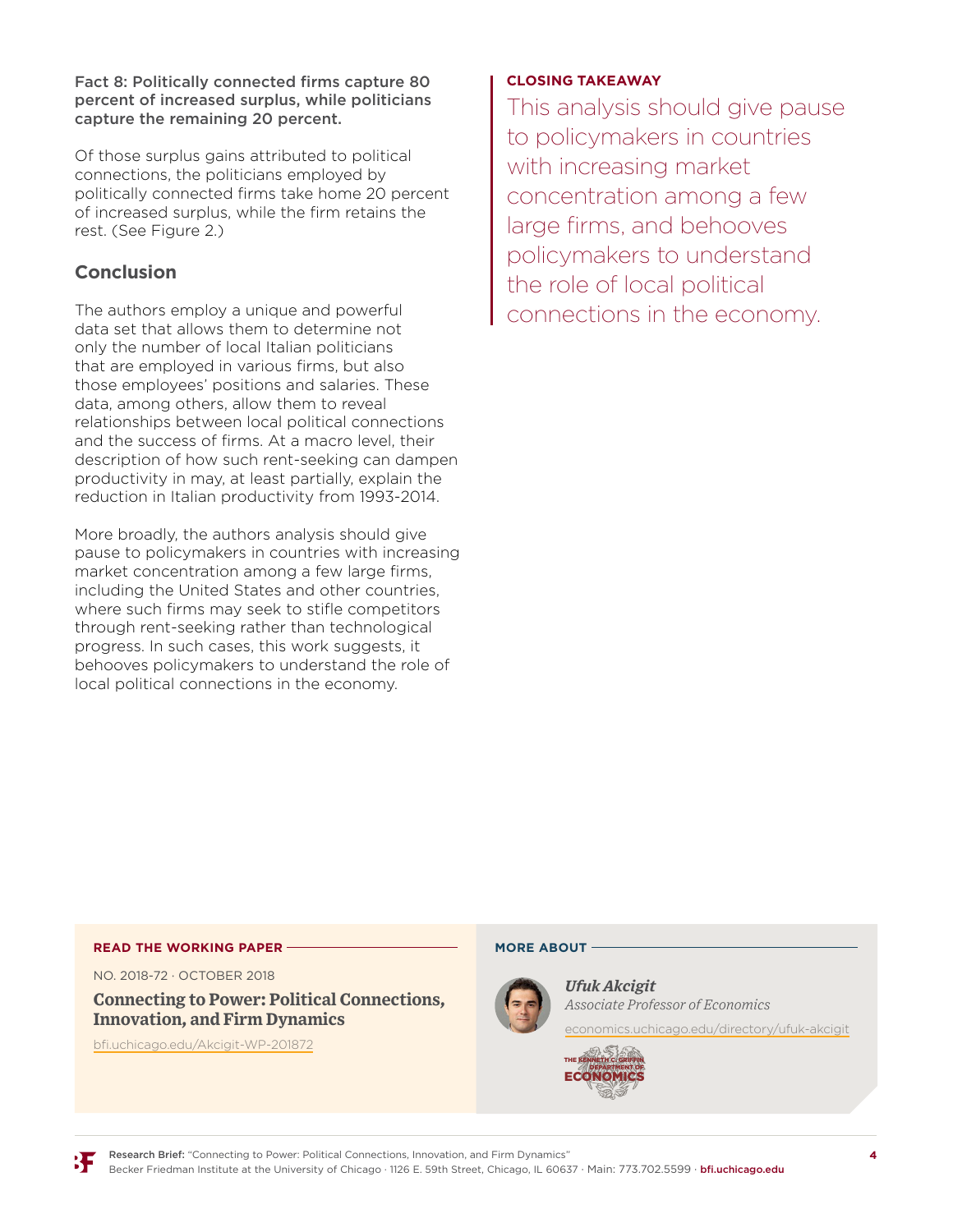**Fact 8: Politically connected firms capture 80 percent of increased surplus, while politicians capture the remaining 20 percent.**

Of those surplus gains attributed to political connections, the politicians employed by politically connected firms take home 20 percent of increased surplus, while the firm retains the rest. (See Figure 2.)

## Conclusion

The authors employ a unique and powerful data set that allows them to determine not only the number of local Italian politicians that are employed in various firms, but also those employees' positions and salaries. These data, among others, allow them to reveal relationships between local political connections and the success of firms. At a macro level, their description of how such rent-seeking can dampen productivity in may, at least partially, explain the reduction in Italian productivity from 1993-2014.

More broadly, the authors analysis should give pause to policymakers in countries with increasing market concentration among a few large firms, including the United States and other countries, where such firms may seek to stifle competitors through rent-seeking rather than technological progress. In such cases, this work suggests, it behooves policymakers to understand the role of local political connections in the economy.

**CLOSING TAKEAWAY**

This analysis should give pause to policymakers in countries with increasing market concentration among a few large firms, and behooves policymakers to understand the role of local political connections in the economy.

**READ THE WORKING PAPER**

NO. 2018-72 · OCTOBER 2018

**Connecting to Power: Political Connections, Innovation, and Firm Dynamics**

bfi.uchicago.edu/Akcigit-WP-201872

**MORE ABOUT**

***Ufuk Akcigit***

*Associate Professor of Economics*

economics.uchicago.edu/directory/ufuk-akcigit

THE KENNETH C. GRIFFIN DEPARTMENT OF ECONOMICS